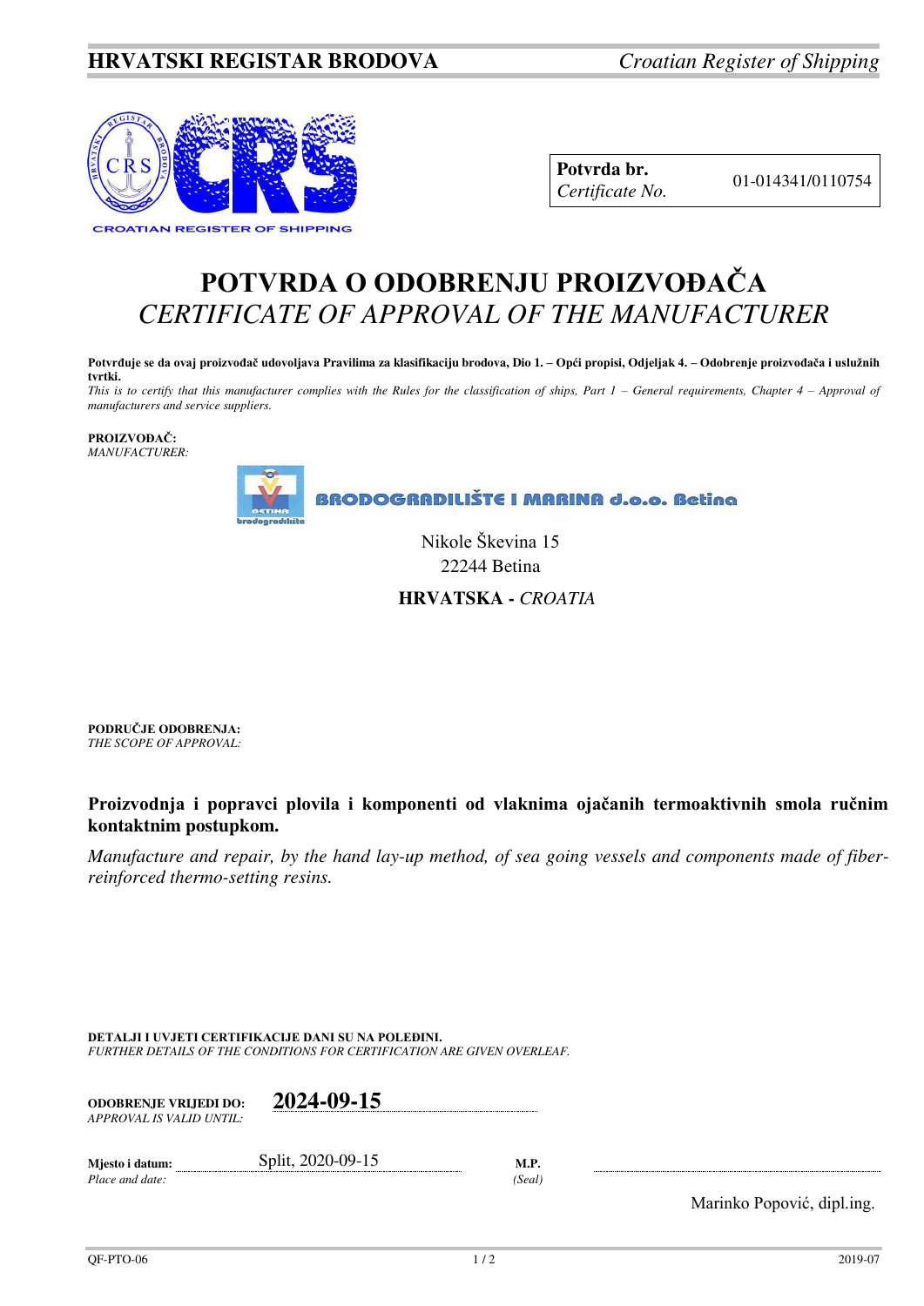**HRVATSKI REGISTAR BRODOVA** *Croatian Register of Shipping*

| **Potvrda br.** *Certificate No.* | 01-014341/0110754 |
|---|---|

# POTVRDA O ODOBRENJU PROIZVOĐAČA
# *CERTIFICATE OF APPROVAL OF THE MANUFACTURER*

**Potvrđuje se da ovaj proizvođač udovoljava Pravilima za klasifikaciju brodova, Dio 1. – Opći propisi, Odjeljak 4. – Odobrenje proizvođača i uslužnih tvrtki.**
*This is to certify that this manufacturer complies with the Rules for the classification of ships, Part 1 – General requirements, Chapter 4 – Approval of manufacturers and service suppliers.*

**PROIZVOĐAČ:**
*MANUFACTURER:*

BRODOGRADILIŠTE I MARINA d.o.o. Betina

Nikole Škevina 15
22244 Betina

**HRVATSKA -** *CROATIA*

**PODRUČJE ODOBRENJA:**
*THE SCOPE OF APPROVAL:*

**Proizvodnja i popravci plovila i komponenti od vlaknima ojačanih termoaktivnih smola ručnim kontaktnim postupkom.**

*Manufacture and repair, by the hand lay-up method, of sea going vessels and components made of fiber-reinforced thermo-setting resins.*

**DETALJI I UVJETI CERTIFIKACIJE DANI SU NA POLEĐINI.**
*FURTHER DETAILS OF THE CONDITIONS FOR CERTIFICATION ARE GIVEN OVERLEAF.*

**ODOBRENJE VRIJEDI DO:** *APPROVAL IS VALID UNTIL:* **2024-09-15**

**Mjesto i datum:** *Place and date:* Split, 2020-09-15

**M.P.** *(Seal)*

Marinko Popović, dipl.ing.

QF-PTO-06 2019-07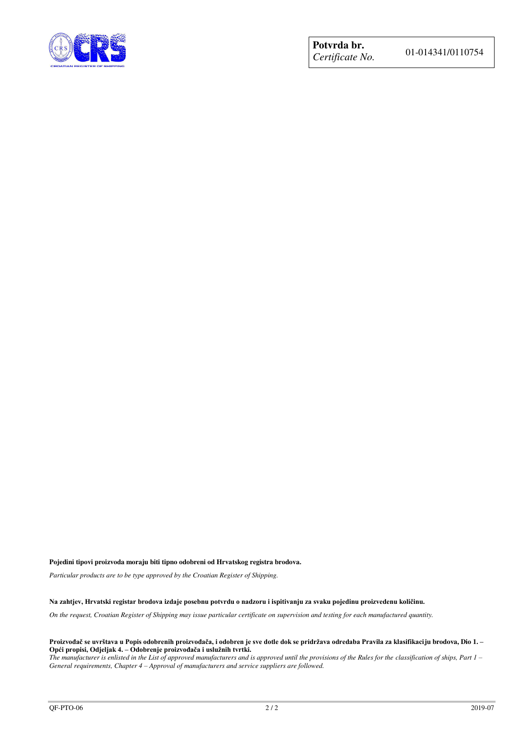| | |
|---|---|
| **Potvrda br.** *Certificate No.* | 01-014341/0110754 |

**Pojedini tipovi proizvoda moraju biti tipno odobreni od Hrvatskog registra brodova.**

*Particular products are to be type approved by the Croatian Register of Shipping.*

**Na zahtjev, Hrvatski registar brodova izdaje posebnu potvrdu o nadzoru i ispitivanju za svaku pojedinu proizvedenu količinu.**

*On the request, Croatian Register of Shipping may issue particular certificate on supervision and testing for each manufactured quantity.*

**Proizvođač se uvrštava u Popis odobrenih proizvođača, i odobren je sve dotle dok se pridržava odredaba Pravila za klasifikaciju brodova, Dio 1. – Opći propisi, Odjeljak 4. – Odobrenje proizvođača i uslužnih tvrtki.**

*The manufacturer is enlisted in the List of approved manufacturers and is approved until the provisions of the Rules for the classification of ships, Part 1 – General requirements, Chapter 4 – Approval of manufacturers and service suppliers are followed.*

QF-PTO-06 | 2019-07